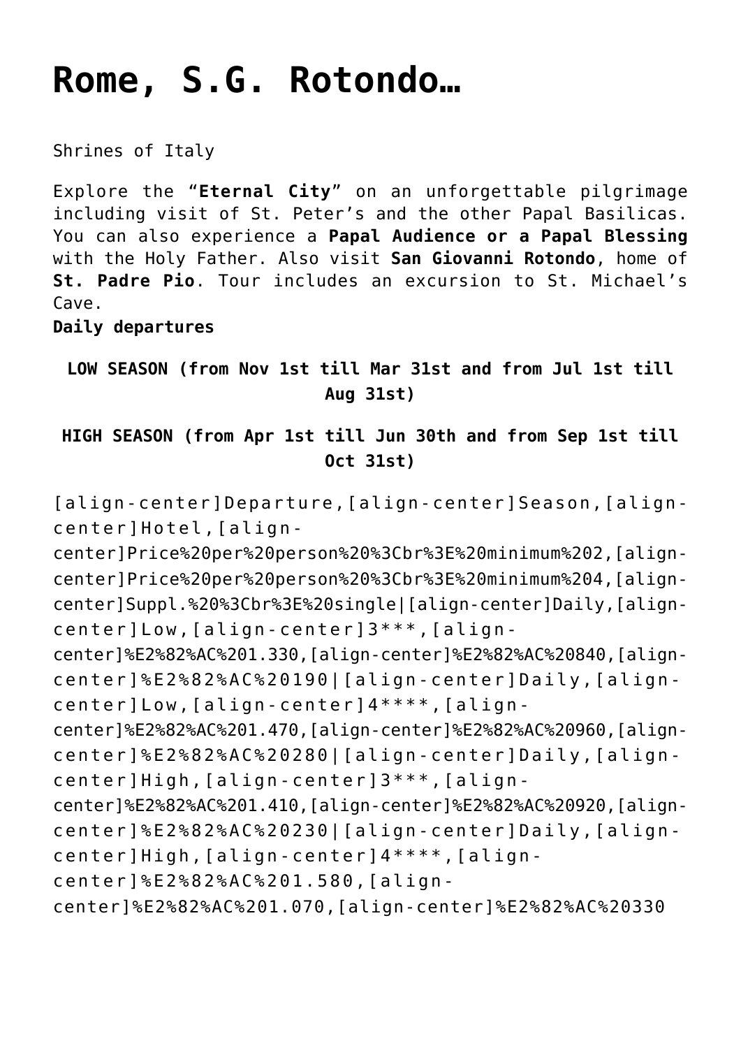# Rome, S.G. Rotondo…

Shrines of Italy

Explore the "**Eternal City**" on an unforgettable pilgrimage including visit of St. Peter's and the other Papal Basilicas. You can also experience a **Papal Audience or a Papal Blessing** with the Holy Father. Also visit **San Giovanni Rotondo**, home of **St. Padre Pio**. Tour includes an excursion to St. Michael's Cave.
**Daily departures**

**LOW SEASON (from Nov 1st till Mar 31st and from Jul 1st till Aug 31st)**

**HIGH SEASON (from Apr 1st till Jun 30th and from Sep 1st till Oct 31st)**

[align-center]Departure,[align-center]Season,[align-center]Hotel,[align-center]Price%20per%20person%20%3Cbr%3E%20minimum%202,[align-center]Price%20per%20person%20%3Cbr%3E%20minimum%204,[align-center]Suppl.%20%3Cbr%3E%20single|[align-center]Daily,[align-center]Low,[align-center]3***,[align-center]%E2%82%AC%201.330,[align-center]%E2%82%AC%20840,[align-center]%E2%82%AC%20190|[align-center]Daily,[align-center]Low,[align-center]4****,[align-center]%E2%82%AC%201.470,[align-center]%E2%82%AC%20960,[align-center]%E2%82%AC%20280|[align-center]Daily,[align-center]High,[align-center]3***,[align-center]%E2%82%AC%201.410,[align-center]%E2%82%AC%20920,[align-center]%E2%82%AC%20230|[align-center]Daily,[align-center]High,[align-center]4****,[align-center]%E2%82%AC%201.580,[align-center]%E2%82%AC%201.070,[align-center]%E2%82%AC%20330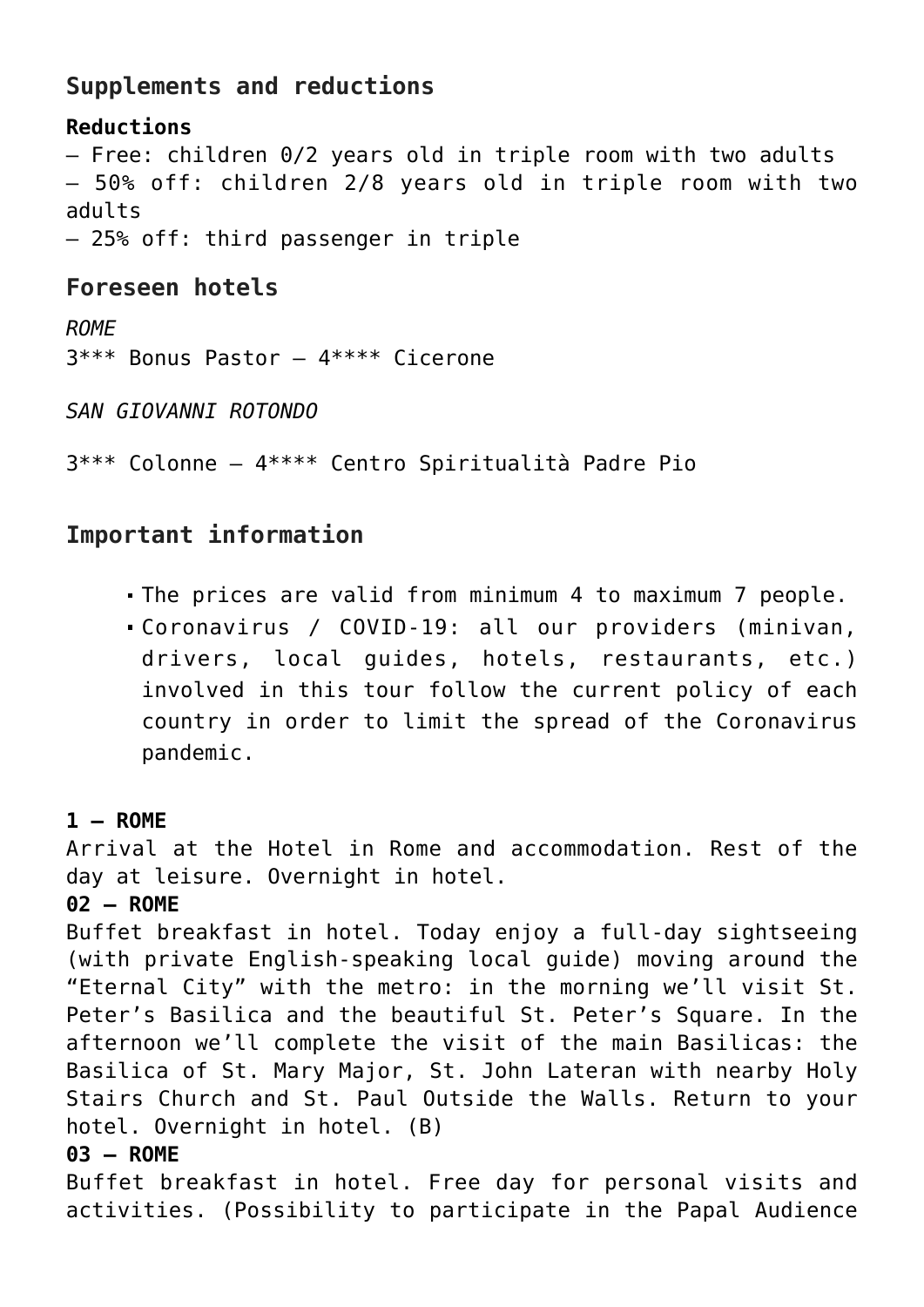## Supplements and reductions

**Reductions**
– Free: children 0/2 years old in triple room with two adults
– 50% off: children 2/8 years old in triple room with two adults
– 25% off: third passenger in triple

## Foreseen hotels

*ROME*
3*** Bonus Pastor – 4**** Cicerone

*SAN GIOVANNI ROTONDO*

3*** Colonne – 4**** Centro Spiritualità Padre Pio

## Important information

- The prices are valid from minimum 4 to maximum 7 people.
- Coronavirus / COVID-19: all our providers (minivan, drivers, local guides, hotels, restaurants, etc.) involved in this tour follow the current policy of each country in order to limit the spread of the Coronavirus pandemic.

**1 – ROME**
Arrival at the Hotel in Rome and accommodation. Rest of the day at leisure. Overnight in hotel.
**02 – ROME**
Buffet breakfast in hotel. Today enjoy a full-day sightseeing (with private English-speaking local guide) moving around the "Eternal City" with the metro: in the morning we'll visit St. Peter's Basilica and the beautiful St. Peter's Square. In the afternoon we'll complete the visit of the main Basilicas: the Basilica of St. Mary Major, St. John Lateran with nearby Holy Stairs Church and St. Paul Outside the Walls. Return to your hotel. Overnight in hotel. (B)
**03 – ROME**
Buffet breakfast in hotel. Free day for personal visits and activities. (Possibility to participate in the Papal Audience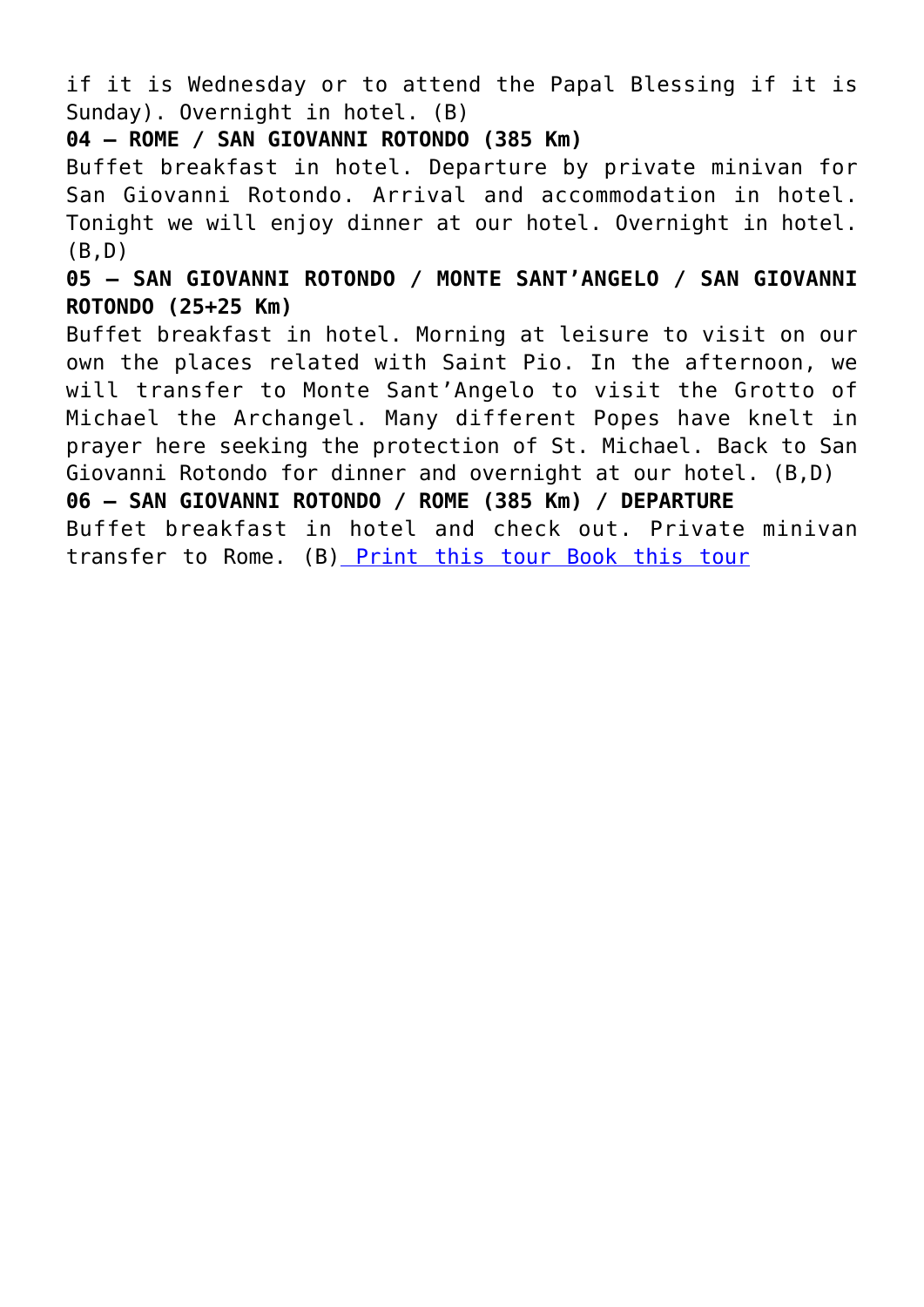if it is Wednesday or to attend the Papal Blessing if it is Sunday). Overnight in hotel. (B)

**04 – ROME / SAN GIOVANNI ROTONDO (385 Km)**

Buffet breakfast in hotel. Departure by private minivan for San Giovanni Rotondo. Arrival and accommodation in hotel. Tonight we will enjoy dinner at our hotel. Overnight in hotel. (B,D)

**05 – SAN GIOVANNI ROTONDO / MONTE SANT'ANGELO / SAN GIOVANNI ROTONDO (25+25 Km)**

Buffet breakfast in hotel. Morning at leisure to visit on our own the places related with Saint Pio. In the afternoon, we will transfer to Monte Sant'Angelo to visit the Grotto of Michael the Archangel. Many different Popes have knelt in prayer here seeking the protection of St. Michael. Back to San Giovanni Rotondo for dinner and overnight at our hotel. (B,D)

**06 – SAN GIOVANNI ROTONDO / ROME (385 Km) / DEPARTURE**

Buffet breakfast in hotel and check out. Private minivan transfer to Rome. (B) Print this tour Book this tour